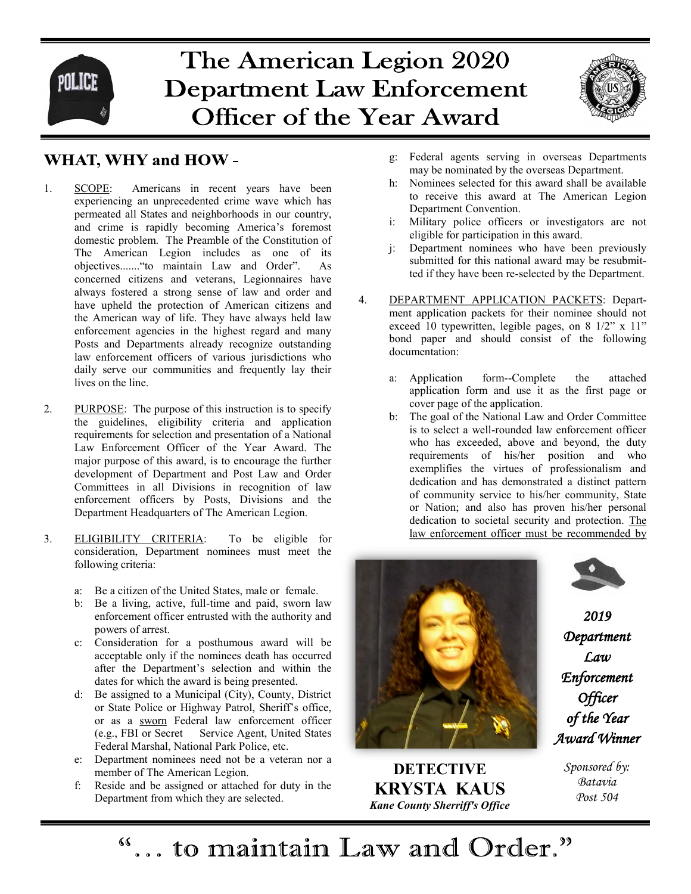# The American Legion 2020 Department Law Enforcement Officer of the Year Award

## WHAT, WHY and HOW -

1. SCOPE: Americans in recent years have been experiencing an unprecedented crime wave which has permeated all States and neighborhoods in our country, and crime is rapidly becoming America's foremost domestic problem. The Preamble of the Constitution of The American Legion includes as one of its objectives......."to maintain Law and Order". As concerned citizens and veterans, Legionnaires have always fostered a strong sense of law and order and have upheld the protection of American citizens and the American way of life. They have always held law enforcement agencies in the highest regard and many Posts and Departments already recognize outstanding law enforcement officers of various jurisdictions who daily serve our communities and frequently lay their lives on the line.

2. PURPOSE: The purpose of this instruction is to specify the guidelines, eligibility criteria and application requirements for selection and presentation of a National Law Enforcement Officer of the Year Award. The major purpose of this award, is to encourage the further development of Department and Post Law and Order Committees in all Divisions in recognition of law enforcement officers by Posts, Divisions and the Department Headquarters of The American Legion.

3. ELIGIBILITY CRITERIA: To be eligible for consideration, Department nominees must meet the following criteria:

   a: Be a citizen of the United States, male or female.
   b: Be a living, active, full-time and paid, sworn law enforcement officer entrusted with the authority and powers of arrest.
   c: Consideration for a posthumous award will be acceptable only if the nominees death has occurred after the Department's selection and within the dates for which the award is being presented.
   d: Be assigned to a Municipal (City), County, District or State Police or Highway Patrol, Sheriff's office, or as a sworn Federal law enforcement officer (e.g., FBI or Secret Service Agent, United States Federal Marshal, National Park Police, etc.
   e: Department nominees need not be a veteran nor a member of The American Legion.
   f: Reside and be assigned or attached for duty in the Department from which they are selected.
   g: Federal agents serving in overseas Departments may be nominated by the overseas Department.
   h: Nominees selected for this award shall be available to receive this award at The American Legion Department Convention.
   i: Military police officers or investigators are not eligible for participation in this award.
   j: Department nominees who have been previously submitted for this national award may be resubmitted if they have been re-selected by the Department.

4. DEPARTMENT APPLICATION PACKETS: Department application packets for their nominee should not exceed 10 typewritten, legible pages, on 8 1/2" x 11" bond paper and should consist of the following documentation:

   a: Application form--Complete the attached application form and use it as the first page or cover page of the application.
   b: The goal of the National Law and Order Committee is to select a well-rounded law enforcement officer who has exceeded, above and beyond, the duty requirements of his/her position and who exemplifies the virtues of professionalism and dedication and has demonstrated a distinct pattern of community service to his/her community, State or Nation; and also has proven his/her personal dedication to societal security and protection. The law enforcement officer must be recommended by

**DETECTIVE KRYSTA KAUS**
*Kane County Sherriff's Office*

*2019 Department Law Enforcement Officer of the Year Award Winner*

*Sponsored by: Batavia Post 504*

"... to maintain Law and Order."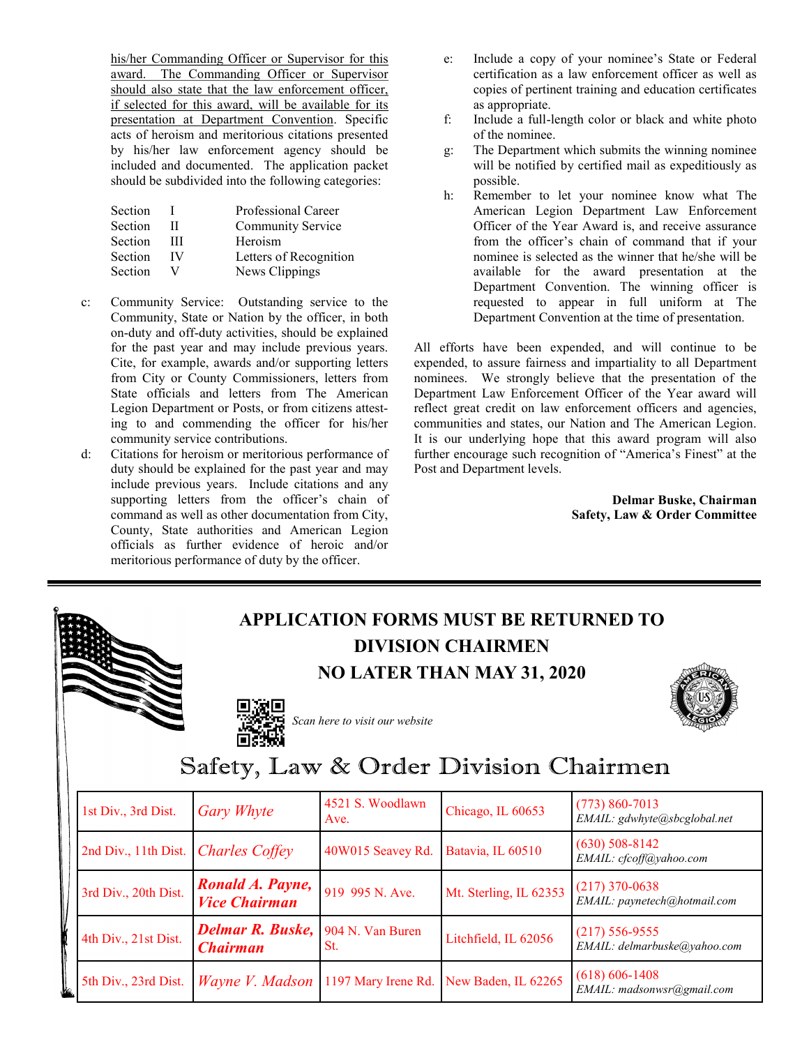his/her Commanding Officer or Supervisor for this award. The Commanding Officer or Supervisor should also state that the law enforcement officer, if selected for this award, will be available for its presentation at Department Convention. Specific acts of heroism and meritorious citations presented by his/her law enforcement agency should be included and documented. The application packet should be subdivided into the following categories:

| | | |
|---|---|---|
| Section | I | Professional Career |
| Section | II | Community Service |
| Section | III | Heroism |
| Section | IV | Letters of Recognition |
| Section | V | News Clippings |

c: Community Service: Outstanding service to the Community, State or Nation by the officer, in both on-duty and off-duty activities, should be explained for the past year and may include previous years. Cite, for example, awards and/or supporting letters from City or County Commissioners, letters from State officials and letters from The American Legion Department or Posts, or from citizens attesting to and commending the officer for his/her community service contributions.

d: Citations for heroism or meritorious performance of duty should be explained for the past year and may include previous years. Include citations and any supporting letters from the officer's chain of command as well as other documentation from City, County, State authorities and American Legion officials as further evidence of heroic and/or meritorious performance of duty by the officer.

e: Include a copy of your nominee's State or Federal certification as a law enforcement officer as well as copies of pertinent training and education certificates as appropriate.

f: Include a full-length color or black and white photo of the nominee.

g: The Department which submits the winning nominee will be notified by certified mail as expeditiously as possible.

h: Remember to let your nominee know what The American Legion Department Law Enforcement Officer of the Year Award is, and receive assurance from the officer's chain of command that if your nominee is selected as the winner that he/she will be available for the award presentation at the Department Convention. The winning officer is requested to appear in full uniform at The Department Convention at the time of presentation.

All efforts have been expended, and will continue to be expended, to assure fairness and impartiality to all Department nominees. We strongly believe that the presentation of the Department Law Enforcement Officer of the Year award will reflect great credit on law enforcement officers and agencies, communities and states, our Nation and The American Legion. It is our underlying hope that this award program will also further encourage such recognition of "America's Finest" at the Post and Department levels.

**Delmar Buske, Chairman**
**Safety, Law & Order Committee**

---

## APPLICATION FORMS MUST BE RETURNED TO DIVISION CHAIRMEN NO LATER THAN MAY 31, 2020

*Scan here to visit our website*

## Safety, Law & Order Division Chairmen

| Division | Name | Address | City | Contact |
|---|---|---|---|---|
| 1st Div., 3rd Dist. | *Gary Whyte* | 4521 S. Woodlawn Ave. | Chicago, IL 60653 | (773) 860-7013 *EMAIL: gdwhyte@sbcglobal.net* |
| 2nd Div., 11th Dist. | *Charles Coffey* | 40W015 Seavey Rd. | Batavia, IL 60510 | (630) 508-8142 *EMAIL: cfcoff@yahoo.com* |
| 3rd Div., 20th Dist. | ***Ronald A. Payne, Vice Chairman*** | 919 995 N. Ave. | Mt. Sterling, IL 62353 | (217) 370-0638 *EMAIL: paynetech@hotmail.com* |
| 4th Div., 21st Dist. | ***Delmar R. Buske, Chairman*** | 904 N. Van Buren St. | Litchfield, IL 62056 | (217) 556-9555 *EMAIL: delmarbuske@yahoo.com* |
| 5th Div., 23rd Dist. | *Wayne V. Madson* | 1197 Mary Irene Rd. | New Baden, IL 62265 | (618) 606-1408 *EMAIL: madsonwsr@gmail.com* |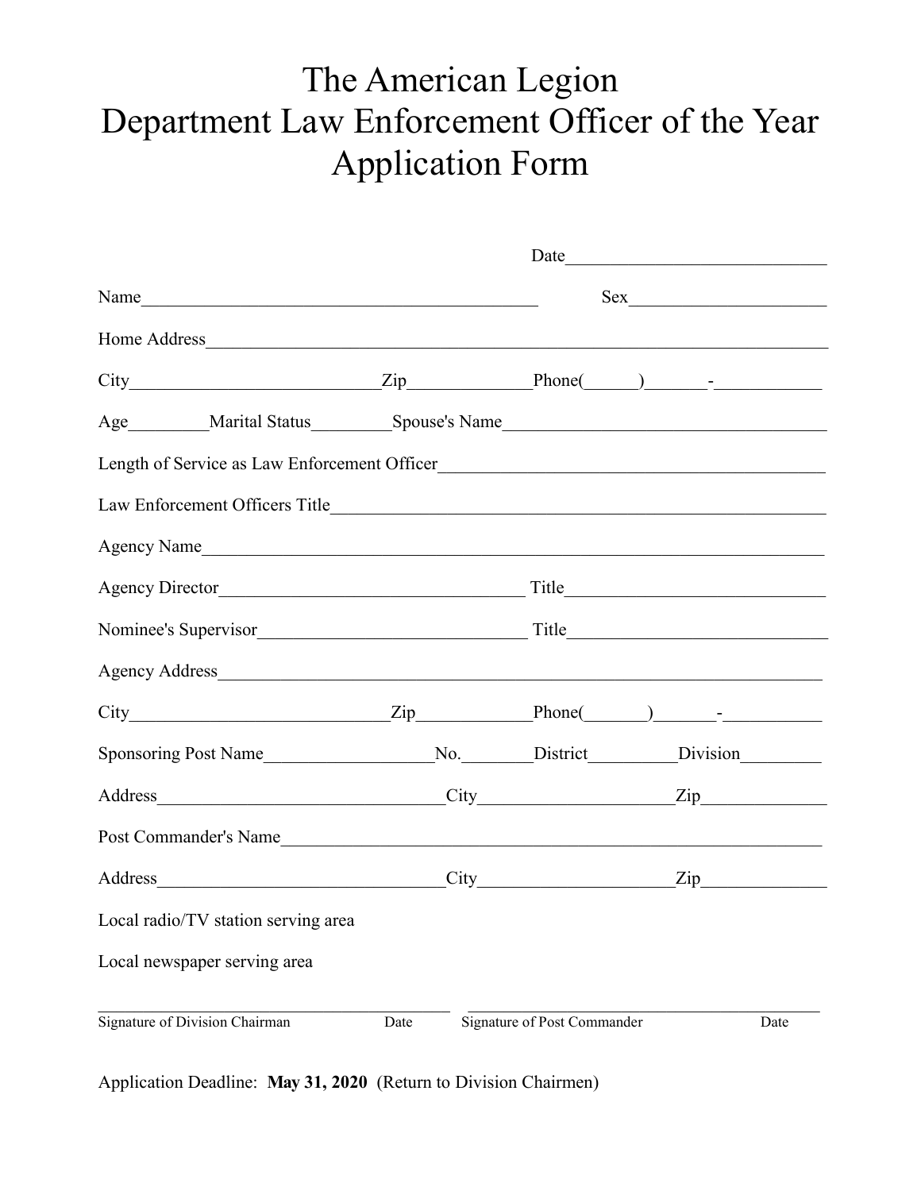# The American Legion
# Department Law Enforcement Officer of the Year
# Application Form

Date_____________________________

Name_____________________________________________ Sex______________________

Home Address_______________________________________________________________________

City___________________________Zip_____________Phone(______)_______-____________

Age_________Marital Status_________Spouse's Name___________________________________

Length of Service as Law Enforcement Officer___________________________________________

Law Enforcement Officers Title_______________________________________________________

Agency Name__________________________________________________________________

Agency Director_________________________________ Title_____________________________

Nominee's Supervisor_____________________________ Title_____________________________

Agency Address_________________________________________________________________

City____________________________Zip____________Phone(_______)_______-___________

Sponsoring Post Name___________________No.________District__________Division_________

Address________________________________City_____________________Zip______________

Post Commander's Name__________________________________________________________

Address________________________________City_____________________Zip______________

Local radio/TV station serving area

Local newspaper serving area

_______________________________________ _______________________________________

Signature of Division Chairman Date Signature of Post Commander Date

Application Deadline: **May 31, 2020** (Return to Division Chairmen)